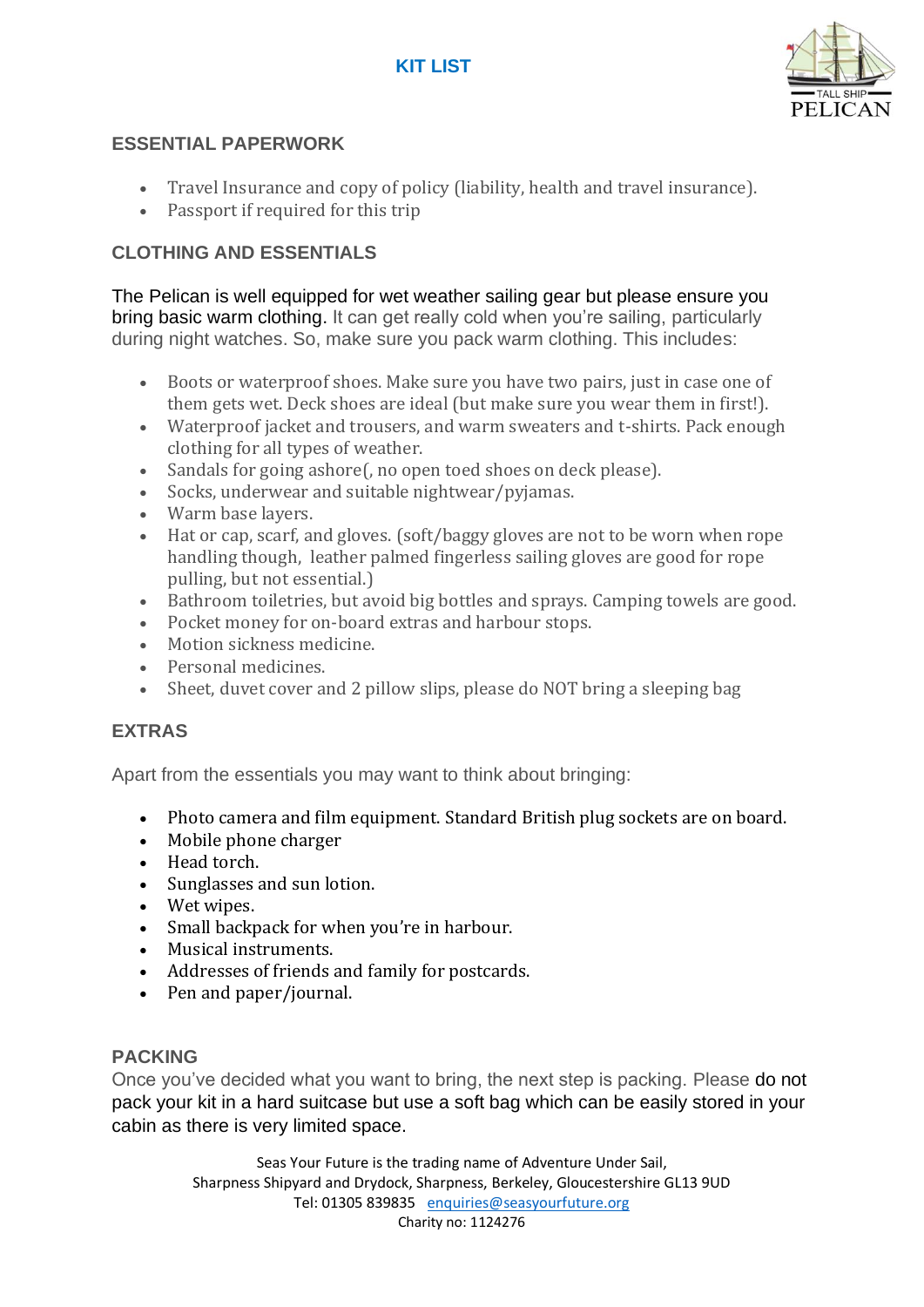# KIT LIST

## ESSENTIAL PAPERWORK

- Travel Insurance and copy of policy (liability, health and travel insurance).
- Passport if required for this trip

## CLOTHING AND ESSENTIALS

The Pelican is well equipped for wet weather sailing gear but please ensure you bring basic warm clothing. It can get really cold when you're sailing, particularly during night watches. So, make sure you pack warm clothing. This includes:

- Boots or waterproof shoes. Make sure you have two pairs, just in case one of them gets wet. Deck shoes are ideal (but make sure you wear them in first!).
- Waterproof jacket and trousers, and warm sweaters and t-shirts. Pack enough clothing for all types of weather.
- Sandals for going ashore(, no open toed shoes on deck please).
- Socks, underwear and suitable nightwear/pyjamas.
- Warm base layers.
- Hat or cap, scarf, and gloves. (soft/baggy gloves are not to be worn when rope handling though, leather palmed fingerless sailing gloves are good for rope pulling, but not essential.)
- Bathroom toiletries, but avoid big bottles and sprays. Camping towels are good.
- Pocket money for on-board extras and harbour stops.
- Motion sickness medicine.
- Personal medicines.
- Sheet, duvet cover and 2 pillow slips, please do NOT bring a sleeping bag

## EXTRAS

Apart from the essentials you may want to think about bringing:

- Photo camera and film equipment. Standard British plug sockets are on board.
- Mobile phone charger
- Head torch.
- Sunglasses and sun lotion.
- Wet wipes.
- Small backpack for when you're in harbour.
- Musical instruments.
- Addresses of friends and family for postcards.
- Pen and paper/journal.

## PACKING

Once you've decided what you want to bring, the next step is packing. Please do not pack your kit in a hard suitcase but use a soft bag which can be easily stored in your cabin as there is very limited space.

Seas Your Future is the trading name of Adventure Under Sail,
Sharpness Shipyard and Drydock, Sharpness, Berkeley, Gloucestershire GL13 9UD
Tel: 01305 839835 enquiries@seasyourfuture.org
Charity no: 1124276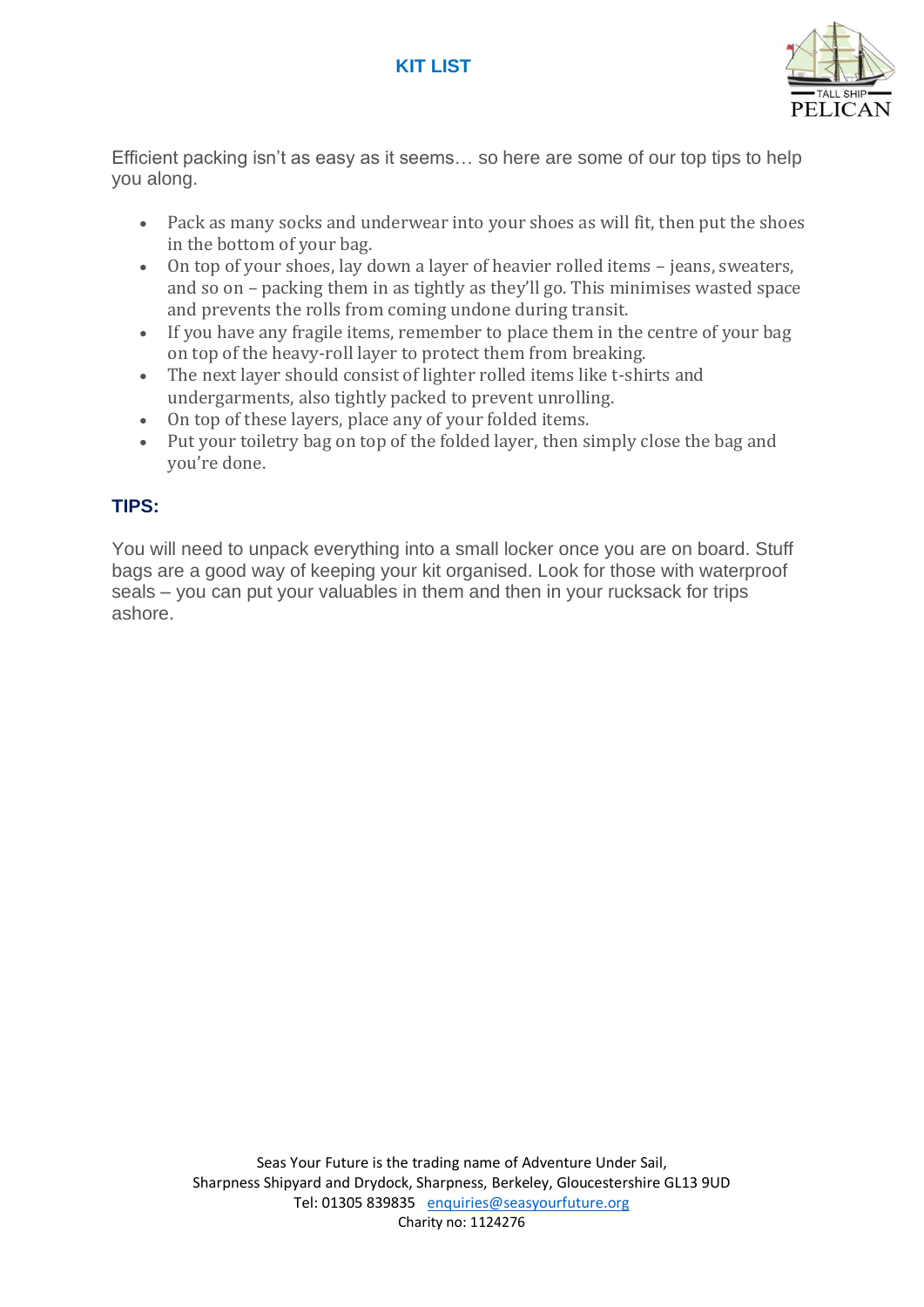Efficient packing isn't as easy as it seems… so here are some of our top tips to help you along.

- Pack as many socks and underwear into your shoes as will fit, then put the shoes in the bottom of your bag.
- On top of your shoes, lay down a layer of heavier rolled items – jeans, sweaters, and so on – packing them in as tightly as they'll go. This minimises wasted space and prevents the rolls from coming undone during transit.
- If you have any fragile items, remember to place them in the centre of your bag on top of the heavy-roll layer to protect them from breaking.
- The next layer should consist of lighter rolled items like t-shirts and undergarments, also tightly packed to prevent unrolling.
- On top of these layers, place any of your folded items.
- Put your toiletry bag on top of the folded layer, then simply close the bag and you're done.

## TIPS:

You will need to unpack everything into a small locker once you are on board. Stuff bags are a good way of keeping your kit organised. Look for those with waterproof seals – you can put your valuables in them and then in your rucksack for trips ashore.